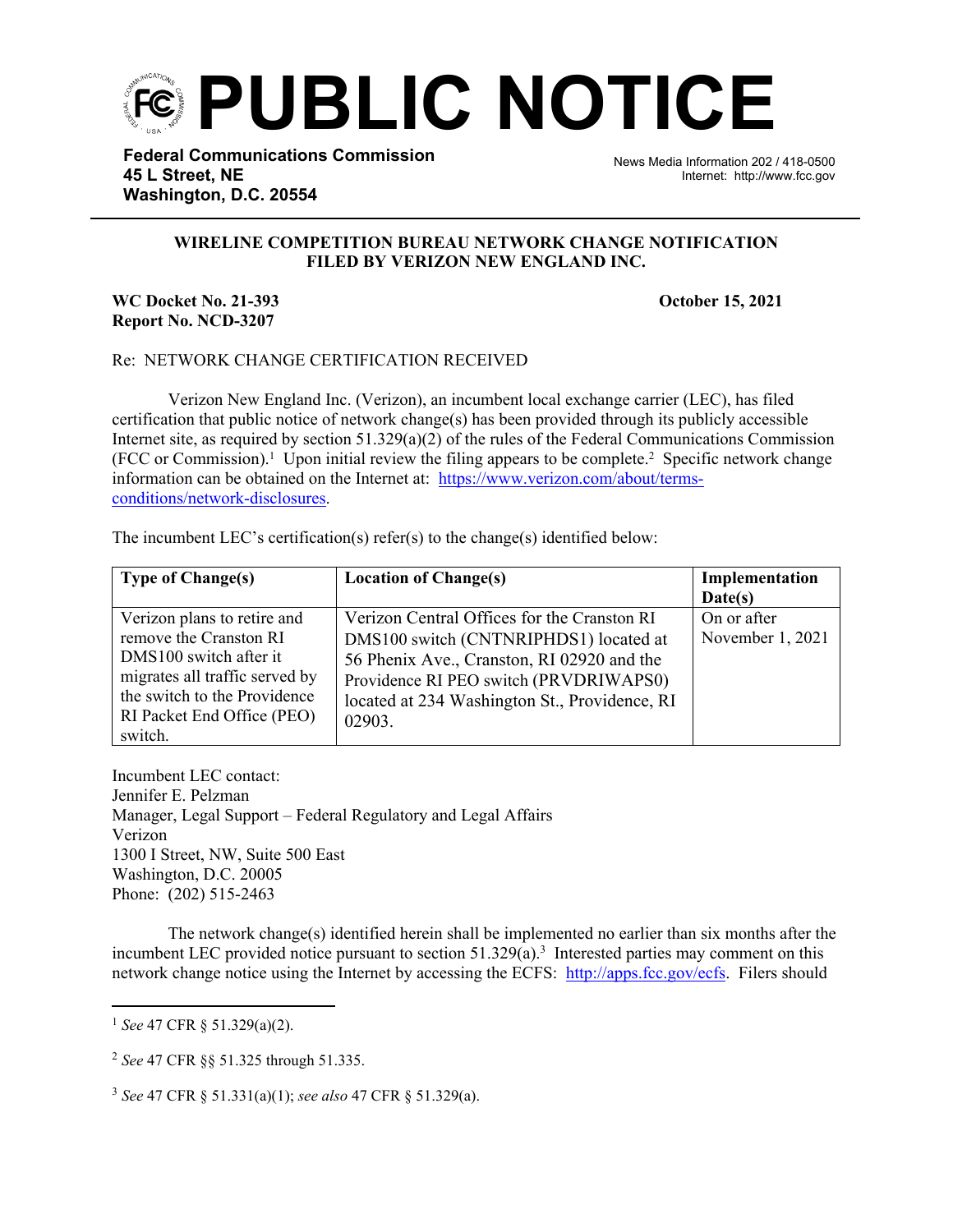# PUBLIC NOTICE

**Federal Communications Commission**
**45 L Street, NE**
**Washington, D.C. 20554**

News Media Information 202 / 418-0500
Internet: http://www.fcc.gov

**WIRELINE COMPETITION BUREAU NETWORK CHANGE NOTIFICATION FILED BY VERIZON NEW ENGLAND INC.**

**WC Docket No. 21-393**
**Report No. NCD-3207**

**October 15, 2021**

Re: NETWORK CHANGE CERTIFICATION RECEIVED

Verizon New England Inc. (Verizon), an incumbent local exchange carrier (LEC), has filed certification that public notice of network change(s) has been provided through its publicly accessible Internet site, as required by section 51.329(a)(2) of the rules of the Federal Communications Commission (FCC or Commission).[1] Upon initial review the filing appears to be complete.[2] Specific network change information can be obtained on the Internet at: https://www.verizon.com/about/terms-conditions/network-disclosures.

The incumbent LEC's certification(s) refer(s) to the change(s) identified below:

| Type of Change(s) | Location of Change(s) | Implementation Date(s) |
|---|---|---|
| Verizon plans to retire and remove the Cranston RI DMS100 switch after it migrates all traffic served by the switch to the Providence RI Packet End Office (PEO) switch. | Verizon Central Offices for the Cranston RI DMS100 switch (CNTNRIPHDS1) located at 56 Phenix Ave., Cranston, RI 02920 and the Providence RI PEO switch (PRVDRIWAPS0) located at 234 Washington St., Providence, RI 02903. | On or after November 1, 2021 |

Incumbent LEC contact:
Jennifer E. Pelzman
Manager, Legal Support – Federal Regulatory and Legal Affairs
Verizon
1300 I Street, NW, Suite 500 East
Washington, D.C. 20005
Phone: (202) 515-2463

The network change(s) identified herein shall be implemented no earlier than six months after the incumbent LEC provided notice pursuant to section 51.329(a).[3] Interested parties may comment on this network change notice using the Internet by accessing the ECFS: http://apps.fcc.gov/ecfs. Filers should

---

[1] *See* 47 CFR § 51.329(a)(2).

[2] *See* 47 CFR §§ 51.325 through 51.335.

[3] *See* 47 CFR § 51.331(a)(1); *see also* 47 CFR § 51.329(a).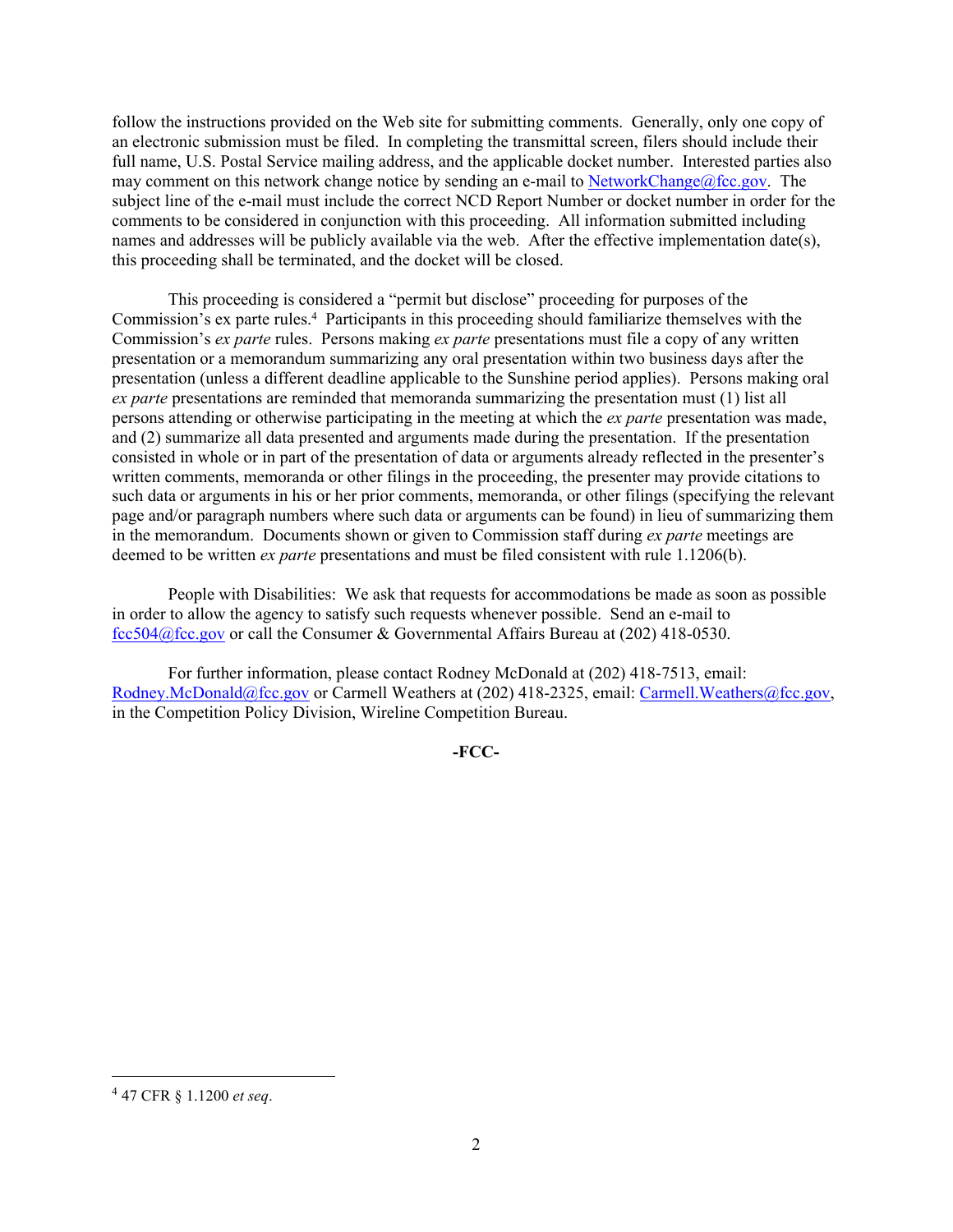follow the instructions provided on the Web site for submitting comments. Generally, only one copy of an electronic submission must be filed. In completing the transmittal screen, filers should include their full name, U.S. Postal Service mailing address, and the applicable docket number. Interested parties also may comment on this network change notice by sending an e-mail to NetworkChange@fcc.gov. The subject line of the e-mail must include the correct NCD Report Number or docket number in order for the comments to be considered in conjunction with this proceeding. All information submitted including names and addresses will be publicly available via the web. After the effective implementation date(s), this proceeding shall be terminated, and the docket will be closed.

This proceeding is considered a "permit but disclose" proceeding for purposes of the Commission's ex parte rules.[4] Participants in this proceeding should familiarize themselves with the Commission's *ex parte* rules. Persons making *ex parte* presentations must file a copy of any written presentation or a memorandum summarizing any oral presentation within two business days after the presentation (unless a different deadline applicable to the Sunshine period applies). Persons making oral *ex parte* presentations are reminded that memoranda summarizing the presentation must (1) list all persons attending or otherwise participating in the meeting at which the *ex parte* presentation was made, and (2) summarize all data presented and arguments made during the presentation. If the presentation consisted in whole or in part of the presentation of data or arguments already reflected in the presenter's written comments, memoranda or other filings in the proceeding, the presenter may provide citations to such data or arguments in his or her prior comments, memoranda, or other filings (specifying the relevant page and/or paragraph numbers where such data or arguments can be found) in lieu of summarizing them in the memorandum. Documents shown or given to Commission staff during *ex parte* meetings are deemed to be written *ex parte* presentations and must be filed consistent with rule 1.1206(b).

People with Disabilities: We ask that requests for accommodations be made as soon as possible in order to allow the agency to satisfy such requests whenever possible. Send an e-mail to fcc504@fcc.gov or call the Consumer & Governmental Affairs Bureau at (202) 418-0530.

For further information, please contact Rodney McDonald at (202) 418-7513, email: Rodney.McDonald@fcc.gov or Carmell Weathers at (202) 418-2325, email: Carmell.Weathers@fcc.gov, in the Competition Policy Division, Wireline Competition Bureau.

**-FCC-**

[4] 47 CFR § 1.1200 *et seq*.